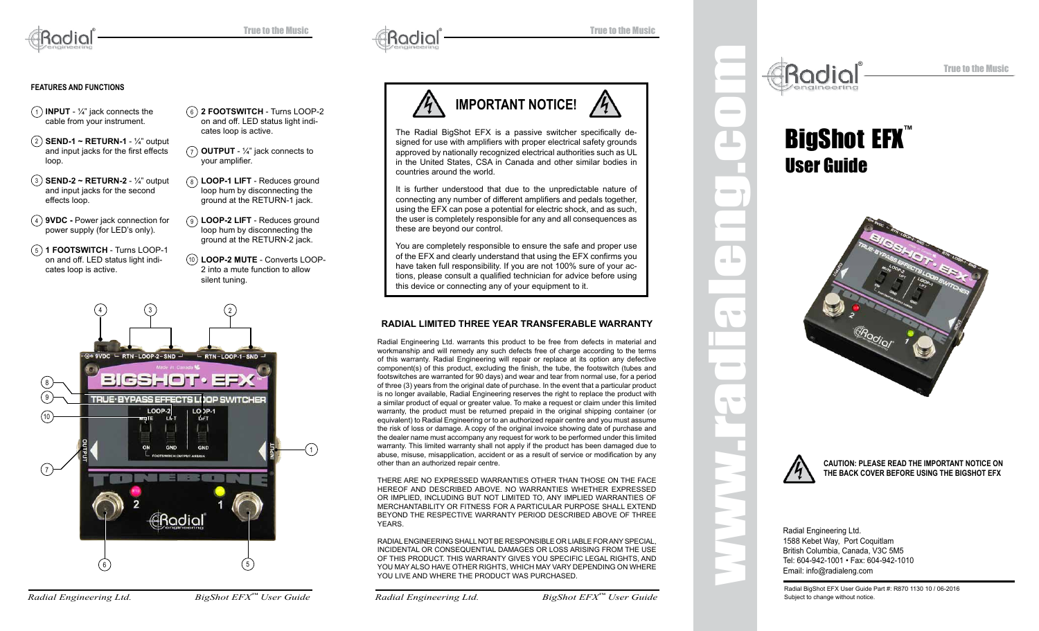## FEATURES AND FUNCTIONS

1. **INPUT** - ¼" jack connects the cable from your instrument.
2. **SEND-1 ~ RETURN-1** - ¼" output and input jacks for the first effects loop.
3. **SEND-2 ~ RETURN-2** - ¼" output and input jacks for the second effects loop.
4. **9VDC** - Power jack connection for power supply (for LED's only).
5. **1 FOOTSWITCH** - Turns LOOP-1 on and off. LED status light indicates loop is active.
6. **2 FOOTSWITCH** - Turns LOOP-2 on and off. LED status light indicates loop is active.
7. **OUTPUT** - ¼" jack connects to your amplifier.
8. **LOOP-1 LIFT** - Reduces ground loop hum by disconnecting the ground at the RETURN-1 jack.
9. **LOOP-2 LIFT** - Reduces ground loop hum by disconnecting the ground at the RETURN-2 jack.
10. **LOOP-2 MUTE** - Converts LOOP-2 into a mute function to allow silent tuning.

## IMPORTANT NOTICE!

The Radial BigShot EFX is a passive switcher specifically designed for use with amplifiers with proper electrical safety grounds approved by nationally recognized electrical authorities such as UL in the United States, CSA in Canada and other similar bodies in countries around the world.

It is further understood that due to the unpredictable nature of connecting any number of different amplifiers and pedals together, using the EFX can pose a potential for electric shock, and as such, the user is completely responsible for any and all consequences as these are beyond our control.

You are completely responsible to ensure the safe and proper use of the EFX and clearly understand that using the EFX confirms you have taken full responsibility. If you are not 100% sure of your actions, please consult a qualified technician for advice before using this device or connecting any of your equipment to it.

## RADIAL LIMITED THREE YEAR TRANSFERABLE WARRANTY

Radial Engineering Ltd. warrants this product to be free from defects in material and workmanship and will remedy any such defects free of charge according to the terms of this warranty. Radial Engineering will repair or replace at its option any defective component(s) of this product, excluding the finish, the tube, the footswitch (tubes and footswitches are warranted for 90 days) and wear and tear from normal use, for a period of three (3) years from the original date of purchase. In the event that a particular product is no longer available, Radial Engineering reserves the right to replace the product with a similar product of equal or greater value. To make a request or claim under this limited warranty, the product must be returned prepaid in the original shipping container (or equivalent) to Radial Engineering or to an authorized repair centre and you must assume the risk of loss or damage. A copy of the original invoice showing date of purchase and the dealer name must accompany any request for work to be performed under this limited warranty. This limited warranty shall not apply if the product has been damaged due to abuse, misuse, misapplication, accident or as a result of service or modification by any other than an authorized repair centre.

THERE ARE NO EXPRESSED WARRANTIES OTHER THAN THOSE ON THE FACE HEREOF AND DESCRIBED ABOVE. NO WARRANTIES WHETHER EXPRESSED OR IMPLIED, INCLUDING BUT NOT LIMITED TO, ANY IMPLIED WARRANTIES OF MERCHANTABILITY OR FITNESS FOR A PARTICULAR PURPOSE SHALL EXTEND BEYOND THE RESPECTIVE WARRANTY PERIOD DESCRIBED ABOVE OF THREE YEARS.

RADIAL ENGINEERING SHALL NOT BE RESPONSIBLE OR LIABLE FOR ANY SPECIAL, INCIDENTAL OR CONSEQUENTIAL DAMAGES OR LOSS ARISING FROM THE USE OF THIS PRODUCT. THIS WARRANTY GIVES YOU SPECIFIC LEGAL RIGHTS, AND YOU MAY ALSO HAVE OTHER RIGHTS, WHICH MAY VARY DEPENDING ON WHERE YOU LIVE AND WHERE THE PRODUCT WAS PURCHASED.

www.radialeng.com

# BigShot EFX™
## User Guide

**CAUTION: PLEASE READ THE IMPORTANT NOTICE ON THE BACK COVER BEFORE USING THE BIGSHOT EFX**

Radial Engineering Ltd.
1588 Kebet Way, Port Coquitlam
British Columbia, Canada, V3C 5M5
Tel: 604-942-1001 • Fax: 604-942-1010
Email: info@radialeng.com

Radial BigShot EFX User Guide Part #: R870 1130 10 / 06-2016
Subject to change without notice.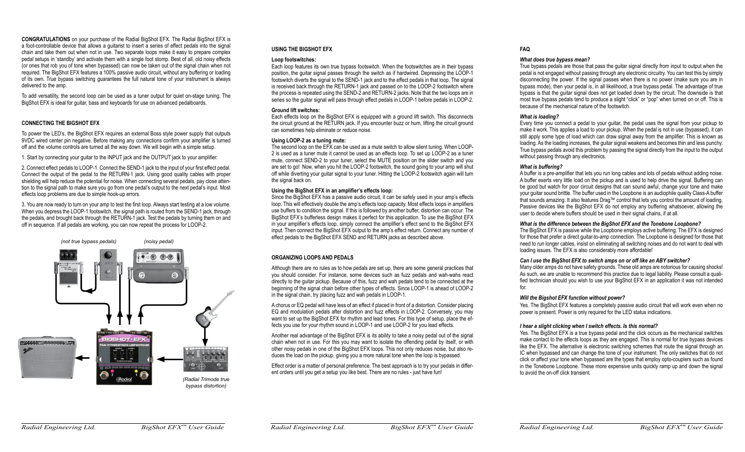**CONGRATULATIONS** on your purchase of the Radial BigShot EFX. The Radial BigShot EFX is a foot-controllable device that allows a guitarist to insert a series of effect pedals into the signal chain and take them out when not in use. Two separate loops make it easy to prepare complex pedal setups in 'standby' and activate them with a single foot stomp. Best of all, old noisy effects (or ones that rob you of tone when bypassed) can now be taken out of the signal chain when not required. The BigShot EFX features a 100% passive audio circuit, without any buffering or loading of its own. True bypass switching guarantees the full natural tone of your instrument is always delivered to the amp.

To add versatility, the second loop can be used as a tuner output for quiet on-stage tuning. The BigShot EFX is ideal for guitar, bass and keyboards for use on advanced pedalboards.

### CONNECTING THE BIGSHOT EFX

To power the LED's, the BigShot EFX requires an external Boss style power supply that outputs 9VDC wired center pin negative. Before making any connections confirm your amplifier is turned off and the volume controls are turned all the way down. We will begin with a simple setup.

1. Start by connecting your guitar to the INPUT jack and the OUTPUT jack to your amplifier.

2. Connect effect pedals to LOOP-1. Connect the SEND-1 jack to the input of your first effect pedal. Connect the output of the pedal to the RETURN-1 jack. Using good quality cables with proper shielding will help reduce the potential for noise. When connecting several pedals, pay close attention to the signal path to make sure you go from one pedal's output to the next pedal's input. Most effects loop problems are due to simple hook-up errors.

3. You are now ready to turn on your amp to test the first loop. Always start testing at a low volume. When you depress the LOOP-1 footswitch, the signal path is routed from the SEND-1 jack, through the pedals, and brought back through the RETURN-1 jack. Test the pedals by turning them on and off in sequence. If all pedals are working, you can now repeat the process for LOOP-2.

(not true bypass pedals)

(noisy pedal)

(Radial Trimode true bypass distortion)

### USING THE BIGSHOT EFX

**Loop footswitches:**
Each loop features its own true bypass footswitch. When the footswitches are in their bypass position, the guitar signal passes through the switch as if hardwired. Depressing the LOOP-1 footswitch diverts the signal to the SEND-1 jack and to the effect pedals in that loop. The signal is received back through the RETURN-1 jack and passed on to the LOOP-2 footswitch where the process is repeated using the SEND-2 and RETURN-2 jacks. Note that the two loops are in series so the guitar signal will pass through effect pedals in LOOP-1 before pedals in LOOP-2.

**Ground lift switches:**
Each effects loop on the BigShot EFX is equipped with a ground lift switch. This disconnects the circuit ground at the RETURN jack. If you encounter buzz or hum, lifting the circuit ground can sometimes help eliminate or reduce noise.

**Using LOOP-2 as a tuning mute:**
The second loop on the EFX can be used as a mute switch to allow silent tuning. When LOOP-2 is used as a tuner mute it cannot be used as an effects loop. To set up LOOP-2 as a tuner mute, connect SEND-2 to your tuner, select the MUTE position on the slider switch and you are set to go! Now, when you hit the LOOP-2 footswitch, the sound going to your amp will shut off while diverting your guitar signal to your tuner. Hitting the LOOP-2 footswitch again will turn the signal back on.

**Using the BigShot EFX in an amplifier's effects loop:**
Since the BigShot EFX has a passive audio circuit, it can be safely used in your amp's effects loop. This will effectively double the amp's effects loop capacity. Most effects loops in amplifiers use buffers to condition the signal. If this is followed by another buffer, distortion can occur. The BigShot EFX's bufferless design makes it perfect for this application. To use the BigShot EFX in your amplifier's effects loop, simply connect the amplifier's effect send to the BigShot EFX input. Then connect the BigShot EFX output to the amp's effect return. Connect any number of effect pedals to the BigShot EFX SEND and RETURN jacks as described above.

### ORGANIZING LOOPS AND PEDALS

Although there are no rules as to how pedals are set up, there are some general practices that you should consider. For instance, some devices such as fuzz pedals and wah-wahs react directly to the guitar pickup. Because of this, fuzz and wah pedals tend to be connected at the beginning of the signal chain before other types of effects. Since LOOP-1 is ahead of LOOP-2 in the signal chain, try placing fuzz and wah pedals in LOOP-1.

A chorus or EQ pedal will have less of an effect if placed in front of a distortion. Consider placing EQ and modulation pedals after distortion and fuzz effects in LOOP-2. Conversely, you may want to set up the BigShot EFX for rhythm and lead tones. For this type of setup, place the effects you use for your rhythm sound in LOOP-1 and use LOOP-2 for you lead effects.

Another real advantage of the BigShot EFX is its ability to take a noisy pedal out of the signal chain when not in use. For this you may want to isolate the offending pedal by itself, or with other noisy pedals in one of the BigShot EFX loops. This not only reduces noise, but also reduces the load on the pickup, giving you a more natural tone when the loop is bypassed.

Effect order is a matter of personal preference. The best approach is to try your pedals in different orders until you get a setup you like best. There are no rules - just have fun!

### FAQ

***What does true bypass mean?***
True bypass pedals are those that pass the guitar signal directly from input to output when the pedal is not engaged without passing through any electronic circuitry. You can test this by simply disconnecting the power. If the signal passes when there is no power (make sure you are in bypass mode), then your pedal is, in all likelihood, a true bypass pedal. The advantage of true bypass is that the guitar signal does not get loaded down by the circuit. The downside is that most true bypass pedals tend to produce a slight "click" or "pop" when turned on or off. This is because of the mechanical nature of the footswitch.

***What is loading?***
Every time you connect a pedal to your guitar, the pedal uses the signal from your pickup to make it work. This applies a load to your pickup. When the pedal is not in use (bypassed), it can still apply some type of load which can draw signal away from the amplifier. This is known as loading. As the loading increases, the guitar signal weakens and becomes thin and less punchy. True bypass pedals avoid this problem by passing the signal directly from the input to the output without passing through any electronics.

***What is buffering?***
A buffer is a pre-amplifier that lets you run long cables and lots of pedals without adding noise. A buffer exerts very little load on the pickup and is used to help drive the signal. Buffering can be good but watch for poor circuit designs that can sound awful, change your tone and make your guitar sound brittle. The buffer used in the Loopbone is an audiophile quality Class-A buffer that sounds amazing. It also features Drag™ control that lets you control the amount of loading. Passive devices like the BigShot EFX do not employ any buffering whatsoever, allowing the user to decide where buffers should be used in their signal chains, if at all.

***What is the difference between the BigShot EFX and the Tonebone Loopbone?***
The BigShot EFX is passive while the Loopbone employs active buffering. The EFX is designed for those that prefer a direct guitar-to-amp connection. The Loopbone is designed for those that need to run longer cables, insist on eliminating all switching noises and do not want to deal with loading issues. The EFX is also considerably more affordable!

***Can I use the BigShot EFX to switch amps on or off like an ABY switcher?***
Many older amps do not have safety grounds. These old amps are notorious for causing shocks! As such, we are unable to recommend this practice due to legal liability. Please consult a qualified technician should you wish to use your BigShot EFX in an application it was not intended for.

***Will the Bigshot EFX function without power?***
Yes. The BigShot EFX features a completely passive audio circuit that will work even when no power is present. Power is only required for the LED status indications.

***I hear a slight clicking when I switch effects. Is this normal?***
Yes. The BigShot EFX is a true bypass pedal and the click occurs as the mechanical switches make contact to the effects loops as they are engaged. This is normal for true bypass devices like the EFX. The alternative is electronic switching schemes that route the signal through an IC when bypassed and can change the tone of your instrument. The only switches that do not click or affect your tone when bypassed are the types that employ opto-couplers such as found in the Tonebone Loopbone. These more expensive units quickly ramp up and down the signal to avoid the on-off click transient.